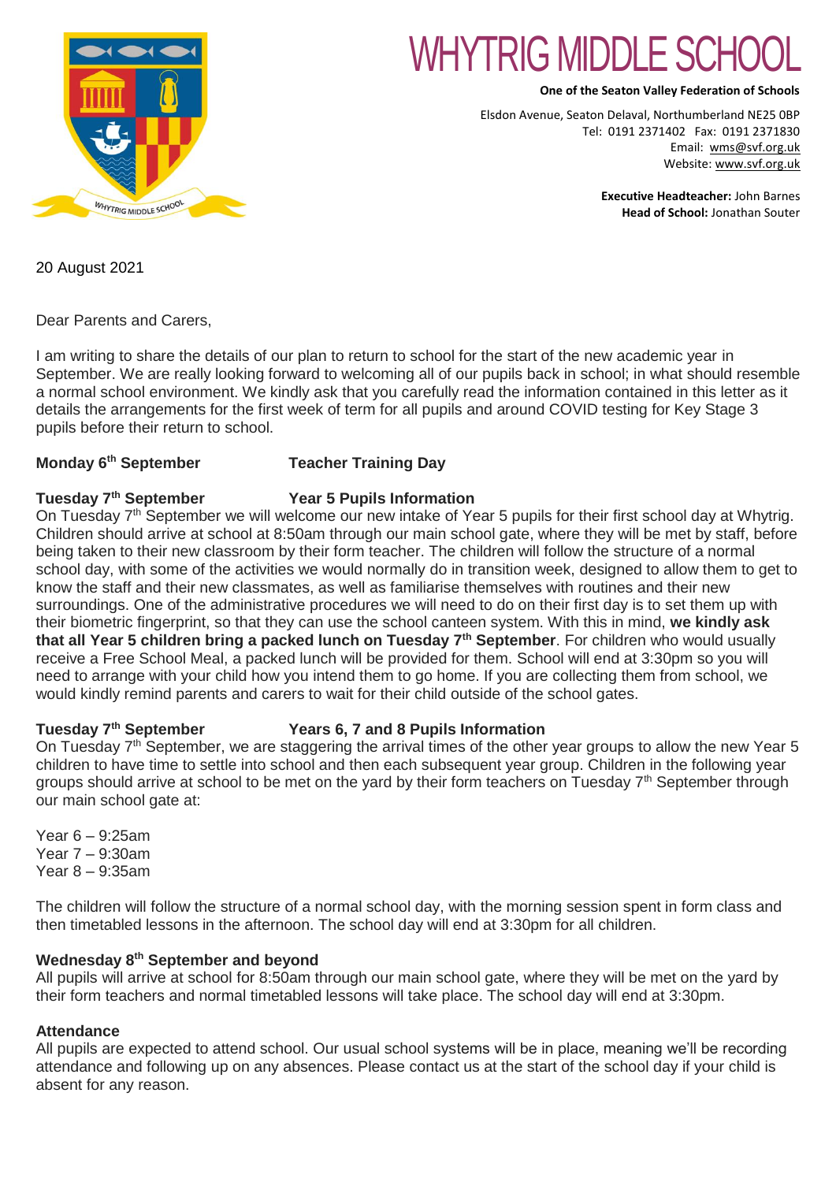# WHYTRIG MIDDLE SCHOOL

**One of the Seaton Valley Federation of Schools**

Elsdon Avenue, Seaton Delaval, Northumberland NE25 0BP
Tel: 0191 2371402 Fax: 0191 2371830
Email: wms@svf.org.uk
Website: www.svf.org.uk

**Executive Headteacher:** John Barnes
**Head of School:** Jonathan Souter

20 August 2021

Dear Parents and Carers,

I am writing to share the details of our plan to return to school for the start of the new academic year in September. We are really looking forward to welcoming all of our pupils back in school; in what should resemble a normal school environment. We kindly ask that you carefully read the information contained in this letter as it details the arrangements for the first week of term for all pupils and around COVID testing for Key Stage 3 pupils before their return to school.

**Monday 6th September** **Teacher Training Day**

**Tuesday 7th September** **Year 5 Pupils Information**

On Tuesday 7th September we will welcome our new intake of Year 5 pupils for their first school day at Whytrig. Children should arrive at school at 8:50am through our main school gate, where they will be met by staff, before being taken to their new classroom by their form teacher. The children will follow the structure of a normal school day, with some of the activities we would normally do in transition week, designed to allow them to get to know the staff and their new classmates, as well as familiarise themselves with routines and their new surroundings. One of the administrative procedures we will need to do on their first day is to set them up with their biometric fingerprint, so that they can use the school canteen system. With this in mind, **we kindly ask that all Year 5 children bring a packed lunch on Tuesday 7th September**. For children who would usually receive a Free School Meal, a packed lunch will be provided for them. School will end at 3:30pm so you will need to arrange with your child how you intend them to go home. If you are collecting them from school, we would kindly remind parents and carers to wait for their child outside of the school gates.

**Tuesday 7th September** **Years 6, 7 and 8 Pupils Information**

On Tuesday 7th September, we are staggering the arrival times of the other year groups to allow the new Year 5 children to have time to settle into school and then each subsequent year group. Children in the following year groups should arrive at school to be met on the yard by their form teachers on Tuesday 7th September through our main school gate at:

Year 6 – 9:25am
Year 7 – 9:30am
Year 8 – 9:35am

The children will follow the structure of a normal school day, with the morning session spent in form class and then timetabled lessons in the afternoon. The school day will end at 3:30pm for all children.

**Wednesday 8th September and beyond**

All pupils will arrive at school for 8:50am through our main school gate, where they will be met on the yard by their form teachers and normal timetabled lessons will take place. The school day will end at 3:30pm.

**Attendance**

All pupils are expected to attend school. Our usual school systems will be in place, meaning we'll be recording attendance and following up on any absences. Please contact us at the start of the school day if your child is absent for any reason.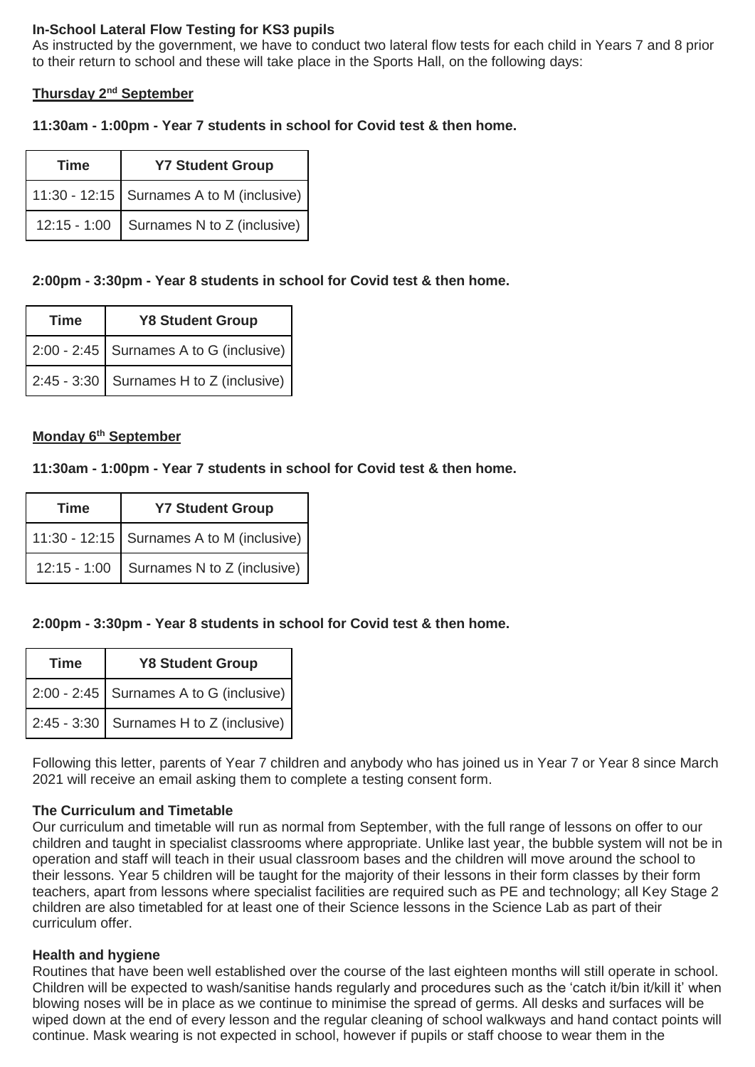**In-School Lateral Flow Testing for KS3 pupils**

As instructed by the government, we have to conduct two lateral flow tests for each child in Years 7 and 8 prior to their return to school and these will take place in the Sports Hall, on the following days:

**Thursday 2nd September**

**11:30am - 1:00pm - Year 7 students in school for Covid test & then home.**

| Time | Y7 Student Group |
|---|---|
| 11:30 - 12:15 | Surnames A to M (inclusive) |
| 12:15 - 1:00 | Surnames N to Z (inclusive) |

**2:00pm - 3:30pm - Year 8 students in school for Covid test & then home.**

| Time | Y8 Student Group |
|---|---|
| 2:00 - 2:45 | Surnames A to G (inclusive) |
| 2:45 - 3:30 | Surnames H to Z (inclusive) |

**Monday 6th September**

**11:30am - 1:00pm - Year 7 students in school for Covid test & then home.**

| Time | Y7 Student Group |
|---|---|
| 11:30 - 12:15 | Surnames A to M (inclusive) |
| 12:15 - 1:00 | Surnames N to Z (inclusive) |

**2:00pm - 3:30pm - Year 8 students in school for Covid test & then home.**

| Time | Y8 Student Group |
|---|---|
| 2:00 - 2:45 | Surnames A to G (inclusive) |
| 2:45 - 3:30 | Surnames H to Z (inclusive) |

Following this letter, parents of Year 7 children and anybody who has joined us in Year 7 or Year 8 since March 2021 will receive an email asking them to complete a testing consent form.

**The Curriculum and Timetable**

Our curriculum and timetable will run as normal from September, with the full range of lessons on offer to our children and taught in specialist classrooms where appropriate. Unlike last year, the bubble system will not be in operation and staff will teach in their usual classroom bases and the children will move around the school to their lessons. Year 5 children will be taught for the majority of their lessons in their form classes by their form teachers, apart from lessons where specialist facilities are required such as PE and technology; all Key Stage 2 children are also timetabled for at least one of their Science lessons in the Science Lab as part of their curriculum offer.

**Health and hygiene**

Routines that have been well established over the course of the last eighteen months will still operate in school. Children will be expected to wash/sanitise hands regularly and procedures such as the 'catch it/bin it/kill it' when blowing noses will be in place as we continue to minimise the spread of germs. All desks and surfaces will be wiped down at the end of every lesson and the regular cleaning of school walkways and hand contact points will continue. Mask wearing is not expected in school, however if pupils or staff choose to wear them in the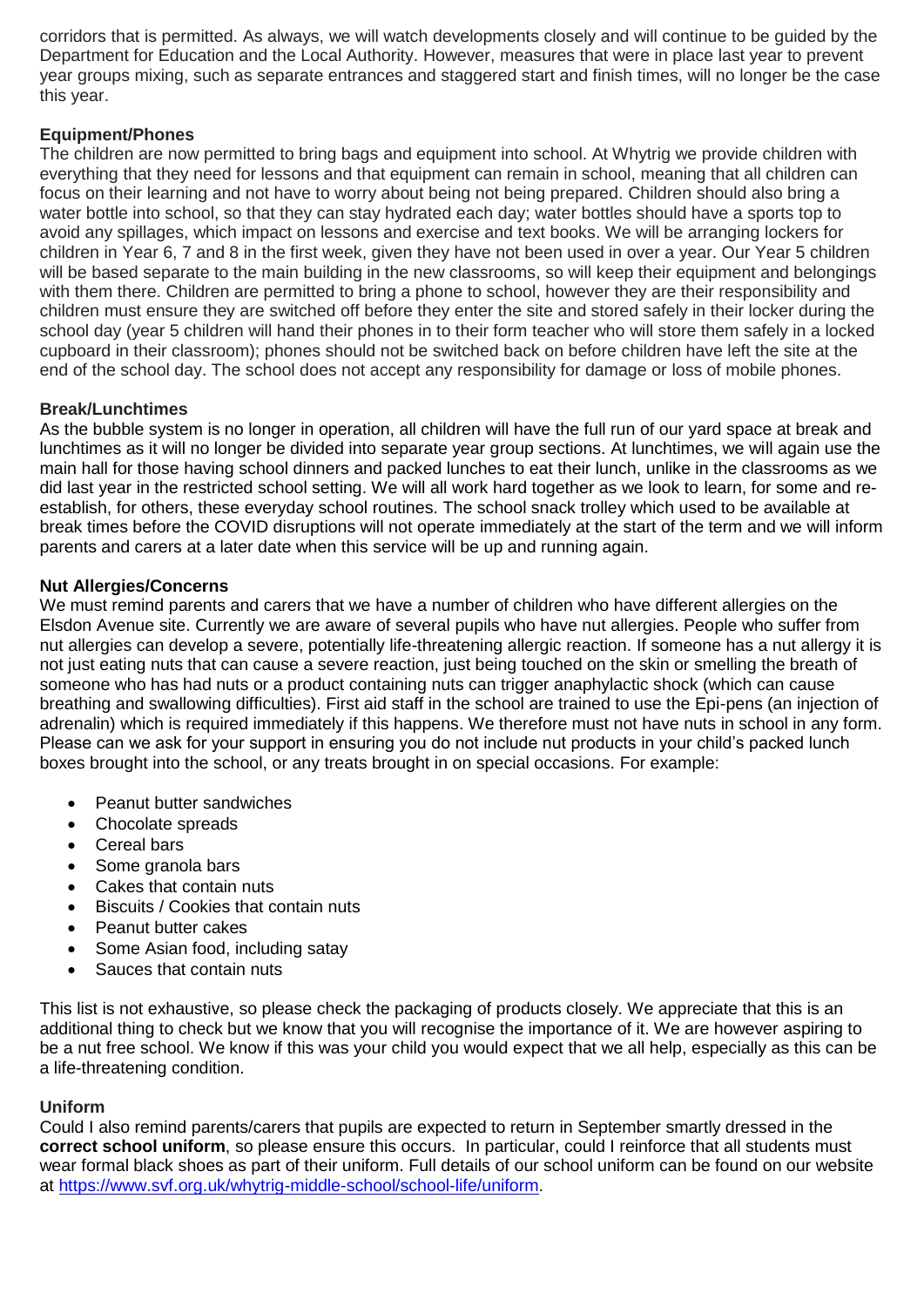corridors that is permitted. As always, we will watch developments closely and will continue to be guided by the Department for Education and the Local Authority. However, measures that were in place last year to prevent year groups mixing, such as separate entrances and staggered start and finish times, will no longer be the case this year.

**Equipment/Phones**

The children are now permitted to bring bags and equipment into school. At Whytrig we provide children with everything that they need for lessons and that equipment can remain in school, meaning that all children can focus on their learning and not have to worry about being not being prepared. Children should also bring a water bottle into school, so that they can stay hydrated each day; water bottles should have a sports top to avoid any spillages, which impact on lessons and exercise and text books. We will be arranging lockers for children in Year 6, 7 and 8 in the first week, given they have not been used in over a year. Our Year 5 children will be based separate to the main building in the new classrooms, so will keep their equipment and belongings with them there. Children are permitted to bring a phone to school, however they are their responsibility and children must ensure they are switched off before they enter the site and stored safely in their locker during the school day (year 5 children will hand their phones in to their form teacher who will store them safely in a locked cupboard in their classroom); phones should not be switched back on before children have left the site at the end of the school day. The school does not accept any responsibility for damage or loss of mobile phones.

**Break/Lunchtimes**

As the bubble system is no longer in operation, all children will have the full run of our yard space at break and lunchtimes as it will no longer be divided into separate year group sections. At lunchtimes, we will again use the main hall for those having school dinners and packed lunches to eat their lunch, unlike in the classrooms as we did last year in the restricted school setting. We will all work hard together as we look to learn, for some and re-establish, for others, these everyday school routines. The school snack trolley which used to be available at break times before the COVID disruptions will not operate immediately at the start of the term and we will inform parents and carers at a later date when this service will be up and running again.

**Nut Allergies/Concerns**

We must remind parents and carers that we have a number of children who have different allergies on the Elsdon Avenue site. Currently we are aware of several pupils who have nut allergies. People who suffer from nut allergies can develop a severe, potentially life-threatening allergic reaction. If someone has a nut allergy it is not just eating nuts that can cause a severe reaction, just being touched on the skin or smelling the breath of someone who has had nuts or a product containing nuts can trigger anaphylactic shock (which can cause breathing and swallowing difficulties). First aid staff in the school are trained to use the Epi-pens (an injection of adrenalin) which is required immediately if this happens. We therefore must not have nuts in school in any form. Please can we ask for your support in ensuring you do not include nut products in your child's packed lunch boxes brought into the school, or any treats brought in on special occasions. For example:

- Peanut butter sandwiches
- Chocolate spreads
- Cereal bars
- Some granola bars
- Cakes that contain nuts
- Biscuits / Cookies that contain nuts
- Peanut butter cakes
- Some Asian food, including satay
- Sauces that contain nuts

This list is not exhaustive, so please check the packaging of products closely. We appreciate that this is an additional thing to check but we know that you will recognise the importance of it. We are however aspiring to be a nut free school. We know if this was your child you would expect that we all help, especially as this can be a life-threatening condition.

**Uniform**

Could I also remind parents/carers that pupils are expected to return in September smartly dressed in the **correct school uniform**, so please ensure this occurs. In particular, could I reinforce that all students must wear formal black shoes as part of their uniform. Full details of our school uniform can be found on our website at https://www.svf.org.uk/whytrig-middle-school/school-life/uniform.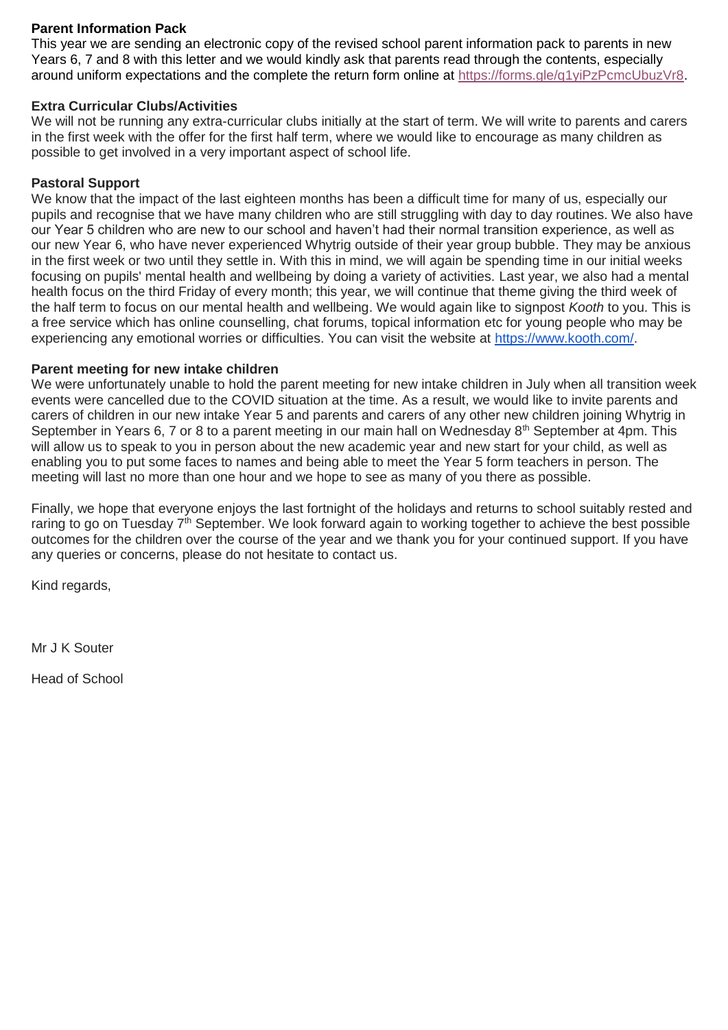**Parent Information Pack**

This year we are sending an electronic copy of the revised school parent information pack to parents in new Years 6, 7 and 8 with this letter and we would kindly ask that parents read through the contents, especially around uniform expectations and the complete the return form online at https://forms.gle/q1yiPzPcmcUbuzVr8.

**Extra Curricular Clubs/Activities**

We will not be running any extra-curricular clubs initially at the start of term. We will write to parents and carers in the first week with the offer for the first half term, where we would like to encourage as many children as possible to get involved in a very important aspect of school life.

**Pastoral Support**

We know that the impact of the last eighteen months has been a difficult time for many of us, especially our pupils and recognise that we have many children who are still struggling with day to day routines. We also have our Year 5 children who are new to our school and haven't had their normal transition experience, as well as our new Year 6, who have never experienced Whytrig outside of their year group bubble. They may be anxious in the first week or two until they settle in. With this in mind, we will again be spending time in our initial weeks focusing on pupils' mental health and wellbeing by doing a variety of activities. Last year, we also had a mental health focus on the third Friday of every month; this year, we will continue that theme giving the third week of the half term to focus on our mental health and wellbeing. We would again like to signpost *Kooth* to you. This is a free service which has online counselling, chat forums, topical information etc for young people who may be experiencing any emotional worries or difficulties. You can visit the website at https://www.kooth.com/.

**Parent meeting for new intake children**

We were unfortunately unable to hold the parent meeting for new intake children in July when all transition week events were cancelled due to the COVID situation at the time. As a result, we would like to invite parents and carers of children in our new intake Year 5 and parents and carers of any other new children joining Whytrig in September in Years 6, 7 or 8 to a parent meeting in our main hall on Wednesday 8th September at 4pm. This will allow us to speak to you in person about the new academic year and new start for your child, as well as enabling you to put some faces to names and being able to meet the Year 5 form teachers in person. The meeting will last no more than one hour and we hope to see as many of you there as possible.

Finally, we hope that everyone enjoys the last fortnight of the holidays and returns to school suitably rested and raring to go on Tuesday 7th September. We look forward again to working together to achieve the best possible outcomes for the children over the course of the year and we thank you for your continued support. If you have any queries or concerns, please do not hesitate to contact us.

Kind regards,

Mr J K Souter

Head of School